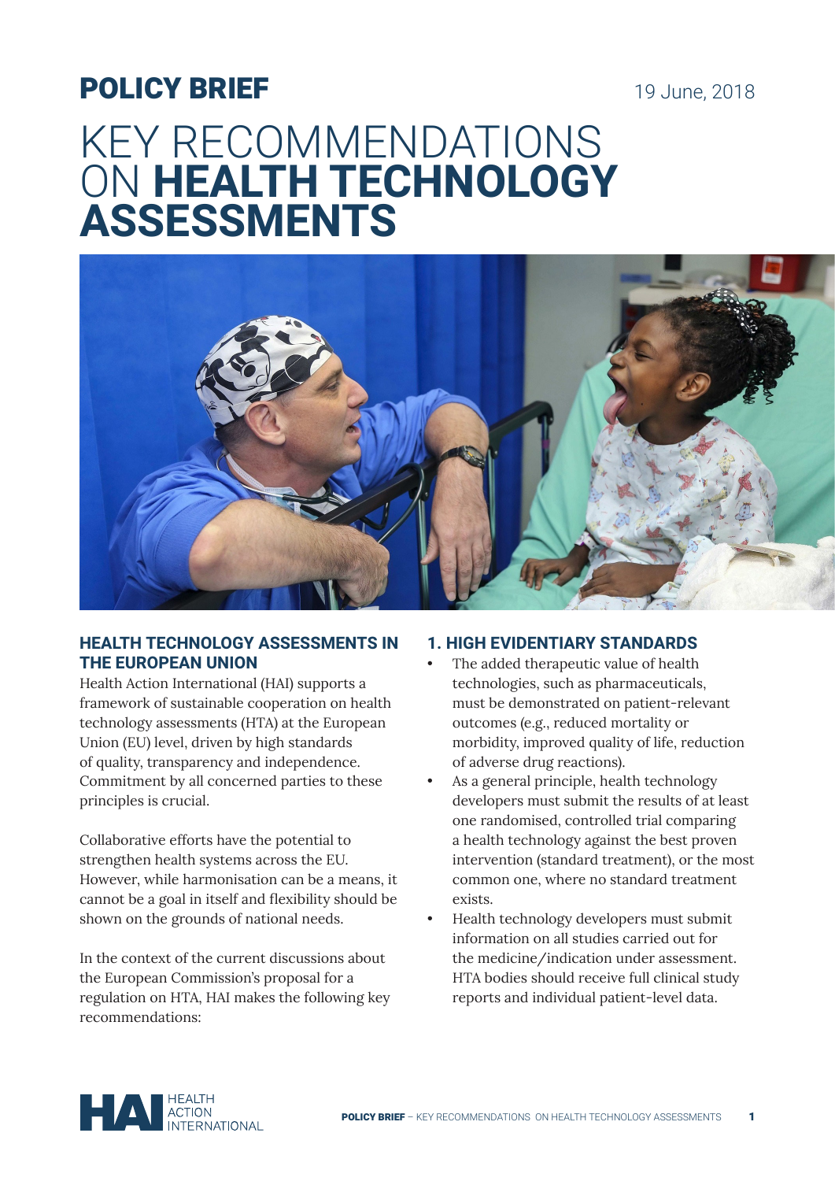POLICY BRIEF

19 June, 2018

# KEY RECOMMENDATIONS ON **HEALTH TECHNOLOGY ASSESSMENTS**

## HEALTH TECHNOLOGY ASSESSMENTS IN THE EUROPEAN UNION

Health Action International (HAI) supports a framework of sustainable cooperation on health technology assessments (HTA) at the European Union (EU) level, driven by high standards of quality, transparency and independence. Commitment by all concerned parties to these principles is crucial.

Collaborative efforts have the potential to strengthen health systems across the EU. However, while harmonisation can be a means, it cannot be a goal in itself and flexibility should be shown on the grounds of national needs.

In the context of the current discussions about the European Commission's proposal for a regulation on HTA, HAI makes the following key recommendations:

## 1. HIGH EVIDENTIARY STANDARDS

- The added therapeutic value of health technologies, such as pharmaceuticals, must be demonstrated on patient-relevant outcomes (e.g., reduced mortality or morbidity, improved quality of life, reduction of adverse drug reactions).
- As a general principle, health technology developers must submit the results of at least one randomised, controlled trial comparing a health technology against the best proven intervention (standard treatment), or the most common one, where no standard treatment exists.
- Health technology developers must submit information on all studies carried out for the medicine/indication under assessment. HTA bodies should receive full clinical study reports and individual patient-level data.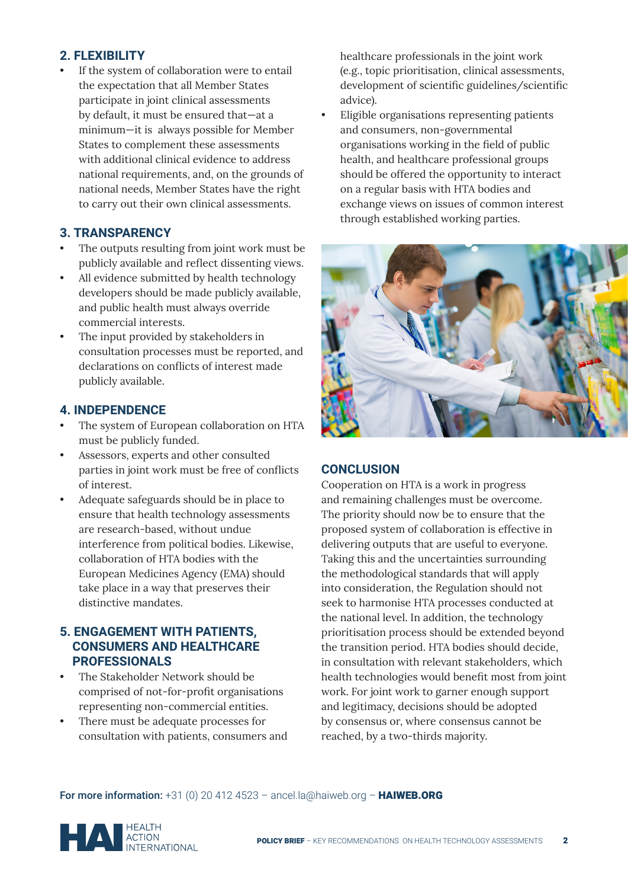## 2. FLEXIBILITY

- If the system of collaboration were to entail the expectation that all Member States participate in joint clinical assessments by default, it must be ensured that—at a minimum—it is always possible for Member States to complement these assessments with additional clinical evidence to address national requirements, and, on the grounds of national needs, Member States have the right to carry out their own clinical assessments.

## 3. TRANSPARENCY

- The outputs resulting from joint work must be publicly available and reflect dissenting views.
- All evidence submitted by health technology developers should be made publicly available, and public health must always override commercial interests.
- The input provided by stakeholders in consultation processes must be reported, and declarations on conflicts of interest made publicly available.

## 4. INDEPENDENCE

- The system of European collaboration on HTA must be publicly funded.
- Assessors, experts and other consulted parties in joint work must be free of conflicts of interest.
- Adequate safeguards should be in place to ensure that health technology assessments are research-based, without undue interference from political bodies. Likewise, collaboration of HTA bodies with the European Medicines Agency (EMA) should take place in a way that preserves their distinctive mandates.

## 5. ENGAGEMENT WITH PATIENTS, CONSUMERS AND HEALTHCARE PROFESSIONALS

- The Stakeholder Network should be comprised of not-for-profit organisations representing non-commercial entities.
- There must be adequate processes for consultation with patients, consumers and healthcare professionals in the joint work (e.g., topic prioritisation, clinical assessments, development of scientific guidelines/scientific advice).
- Eligible organisations representing patients and consumers, non-governmental organisations working in the field of public health, and healthcare professional groups should be offered the opportunity to interact on a regular basis with HTA bodies and exchange views on issues of common interest through established working parties.

## CONCLUSION

Cooperation on HTA is a work in progress and remaining challenges must be overcome. The priority should now be to ensure that the proposed system of collaboration is effective in delivering outputs that are useful to everyone. Taking this and the uncertainties surrounding the methodological standards that will apply into consideration, the Regulation should not seek to harmonise HTA processes conducted at the national level. In addition, the technology prioritisation process should be extended beyond the transition period. HTA bodies should decide, in consultation with relevant stakeholders, which health technologies would benefit most from joint work. For joint work to garner enough support and legitimacy, decisions should be adopted by consensus or, where consensus cannot be reached, by a two-thirds majority.

**For more information:** +31 (0) 20 412 4523 – ancel.la@haiweb.org – **HAIWEB.ORG**